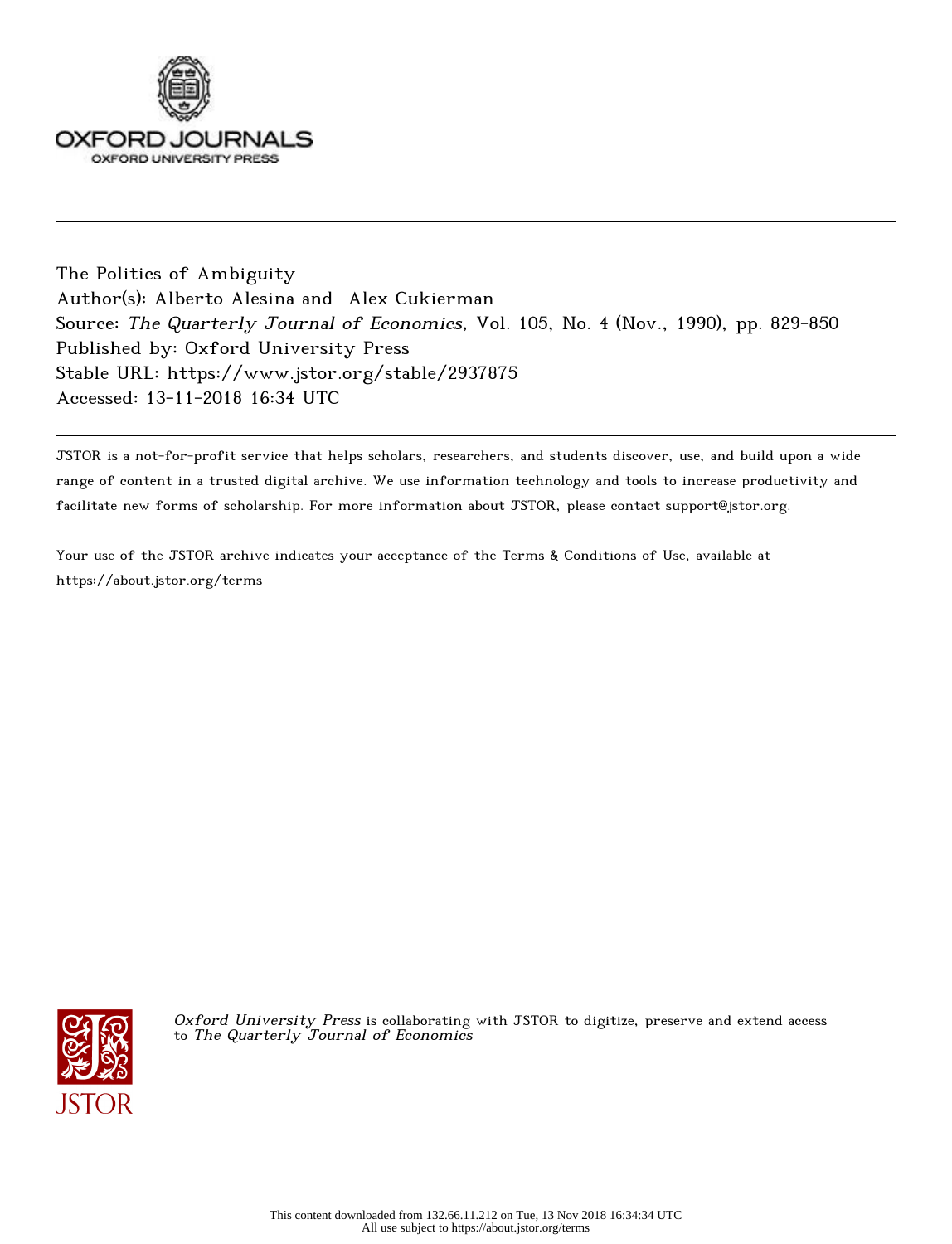The Politics of Ambiguity
Author(s): Alberto Alesina and Alex Cukierman
Source: *The Quarterly Journal of Economics*, Vol. 105, No. 4 (Nov., 1990), pp. 829-850
Published by: Oxford University Press
Stable URL: https://www.jstor.org/stable/2937875
Accessed: 13-11-2018 16:34 UTC

JSTOR is a not-for-profit service that helps scholars, researchers, and students discover, use, and build upon a wide range of content in a trusted digital archive. We use information technology and tools to increase productivity and facilitate new forms of scholarship. For more information about JSTOR, please contact support@jstor.org.

Your use of the JSTOR archive indicates your acceptance of the Terms & Conditions of Use, available at https://about.jstor.org/terms

*Oxford University Press* is collaborating with JSTOR to digitize, preserve and extend access to *The Quarterly Journal of Economics*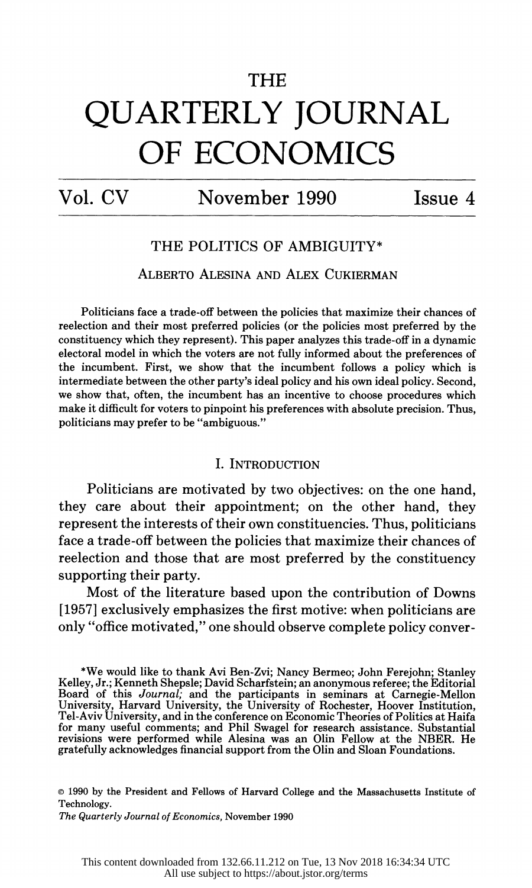# THE QUARTERLY JOURNAL OF ECONOMICS

Vol. CV November 1990 Issue 4

## THE POLITICS OF AMBIGUITY*

ALBERTO ALESINA AND ALEX CUKIERMAN

Politicians face a trade-off between the policies that maximize their chances of reelection and their most preferred policies (or the policies most preferred by the constituency which they represent). This paper analyzes this trade-off in a dynamic electoral model in which the voters are not fully informed about the preferences of the incumbent. First, we show that the incumbent follows a policy which is intermediate between the other party's ideal policy and his own ideal policy. Second, we show that, often, the incumbent has an incentive to choose procedures which make it difficult for voters to pinpoint his preferences with absolute precision. Thus, politicians may prefer to be "ambiguous."

## I. INTRODUCTION

Politicians are motivated by two objectives: on the one hand, they care about their appointment; on the other hand, they represent the interests of their own constituencies. Thus, politicians face a trade-off between the policies that maximize their chances of reelection and those that are most preferred by the constituency supporting their party.

Most of the literature based upon the contribution of Downs [1957] exclusively emphasizes the first motive: when politicians are only "office motivated," one should observe complete policy conver-

*We would like to thank Avi Ben-Zvi; Nancy Bermeo; John Ferejohn; Stanley Kelley, Jr.; Kenneth Shepsle; David Scharfstein; an anonymous referee; the Editorial Board of this *Journal*; and the participants in seminars at Carnegie-Mellon University, Harvard University, the University of Rochester, Hoover Institution, Tel-Aviv University, and in the conference on Economic Theories of Politics at Haifa for many useful comments; and Phil Swagel for research assistance. Substantial revisions were performed while Alesina was an Olin Fellow at the NBER. He gratefully acknowledges financial support from the Olin and Sloan Foundations.

© 1990 by the President and Fellows of Harvard College and the Massachusetts Institute of Technology.
*The Quarterly Journal of Economics*, November 1990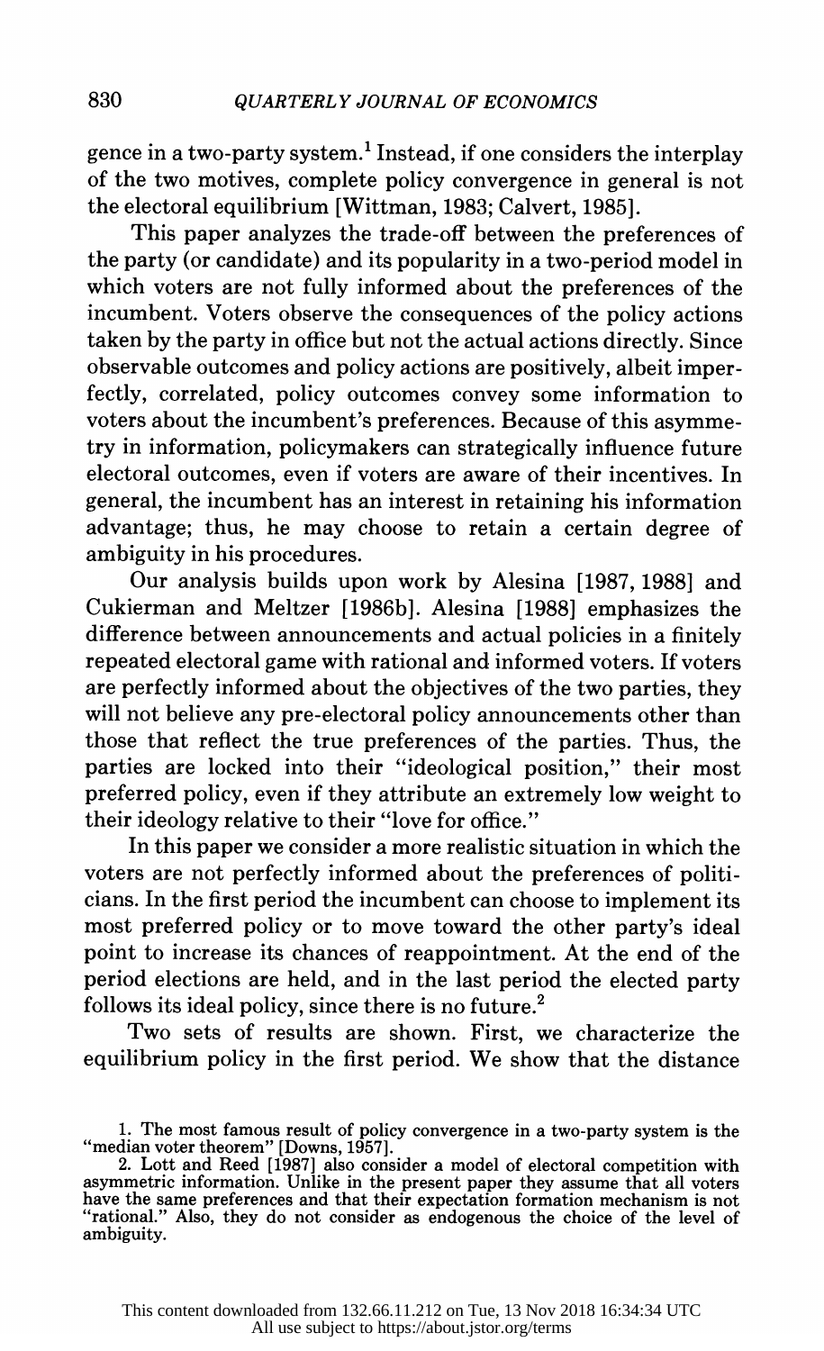gence in a two-party system.[1] Instead, if one considers the interplay of the two motives, complete policy convergence in general is not the electoral equilibrium [Wittman, 1983; Calvert, 1985].

This paper analyzes the trade-off between the preferences of the party (or candidate) and its popularity in a two-period model in which voters are not fully informed about the preferences of the incumbent. Voters observe the consequences of the policy actions taken by the party in office but not the actual actions directly. Since observable outcomes and policy actions are positively, albeit imperfectly, correlated, policy outcomes convey some information to voters about the incumbent's preferences. Because of this asymmetry in information, policymakers can strategically influence future electoral outcomes, even if voters are aware of their incentives. In general, the incumbent has an interest in retaining his information advantage; thus, he may choose to retain a certain degree of ambiguity in his procedures.

Our analysis builds upon work by Alesina [1987, 1988] and Cukierman and Meltzer [1986b]. Alesina [1988] emphasizes the difference between announcements and actual policies in a finitely repeated electoral game with rational and informed voters. If voters are perfectly informed about the objectives of the two parties, they will not believe any pre-electoral policy announcements other than those that reflect the true preferences of the parties. Thus, the parties are locked into their "ideological position," their most preferred policy, even if they attribute an extremely low weight to their ideology relative to their "love for office."

In this paper we consider a more realistic situation in which the voters are not perfectly informed about the preferences of politicians. In the first period the incumbent can choose to implement its most preferred policy or to move toward the other party's ideal point to increase its chances of reappointment. At the end of the period elections are held, and in the last period the elected party follows its ideal policy, since there is no future.[2]

Two sets of results are shown. First, we characterize the equilibrium policy in the first period. We show that the distance

1. The most famous result of policy convergence in a two-party system is the "median voter theorem" [Downs, 1957].

2. Lott and Reed [1987] also consider a model of electoral competition with asymmetric information. Unlike in the present paper they assume that all voters have the same preferences and that their expectation formation mechanism is not "rational." Also, they do not consider as endogenous the choice of the level of ambiguity.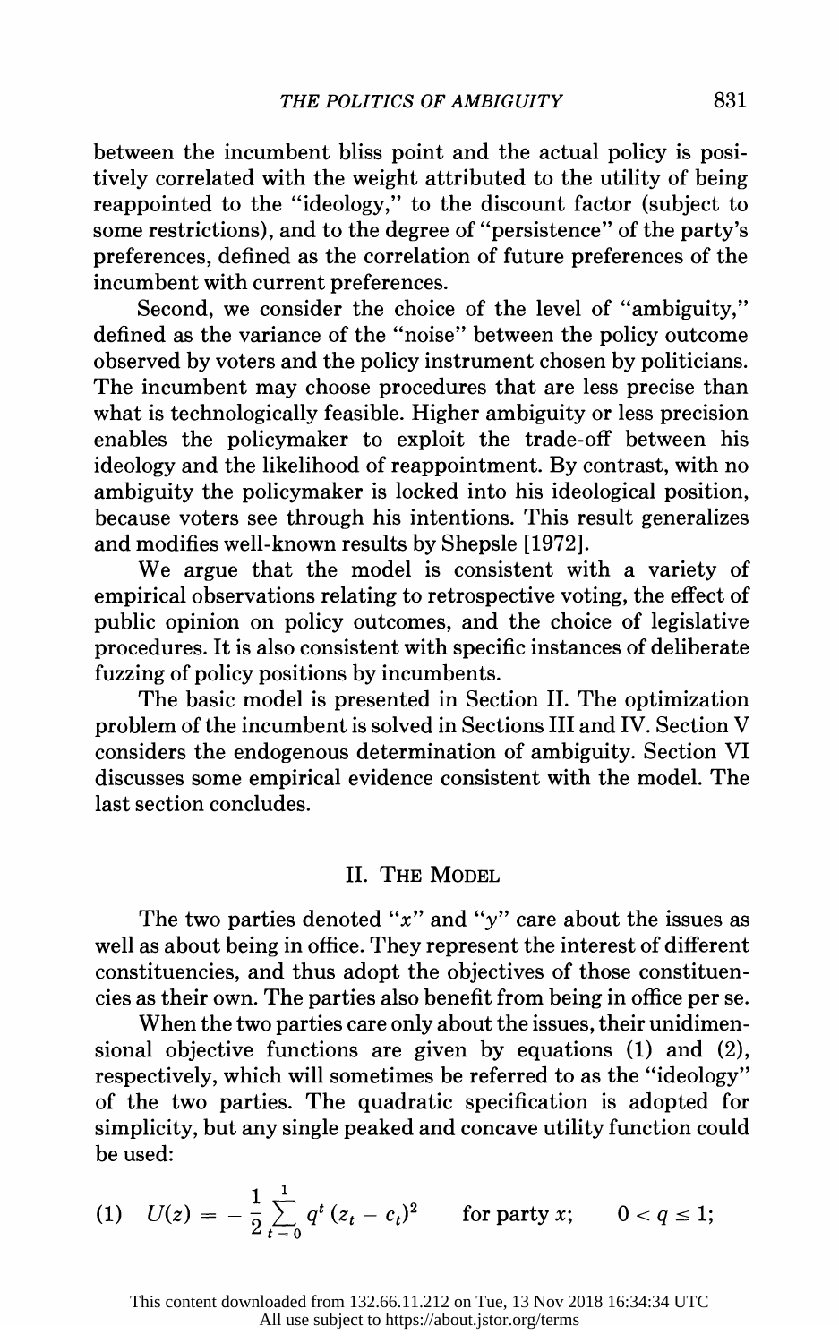between the incumbent bliss point and the actual policy is positively correlated with the weight attributed to the utility of being reappointed to the "ideology," to the discount factor (subject to some restrictions), and to the degree of "persistence" of the party's preferences, defined as the correlation of future preferences of the incumbent with current preferences.

Second, we consider the choice of the level of "ambiguity," defined as the variance of the "noise" between the policy outcome observed by voters and the policy instrument chosen by politicians. The incumbent may choose procedures that are less precise than what is technologically feasible. Higher ambiguity or less precision enables the policymaker to exploit the trade-off between his ideology and the likelihood of reappointment. By contrast, with no ambiguity the policymaker is locked into his ideological position, because voters see through his intentions. This result generalizes and modifies well-known results by Shepsle [1972].

We argue that the model is consistent with a variety of empirical observations relating to retrospective voting, the effect of public opinion on policy outcomes, and the choice of legislative procedures. It is also consistent with specific instances of deliberate fuzzing of policy positions by incumbents.

The basic model is presented in Section II. The optimization problem of the incumbent is solved in Sections III and IV. Section V considers the endogenous determination of ambiguity. Section VI discusses some empirical evidence consistent with the model. The last section concludes.

## II. The Model

The two parties denoted "$x$" and "$y$" care about the issues as well as about being in office. They represent the interest of different constituencies, and thus adopt the objectives of those constituencies as their own. The parties also benefit from being in office per se.

When the two parties care only about the issues, their unidimensional objective functions are given by equations (1) and (2), respectively, which will sometimes be referred to as the "ideology" of the two parties. The quadratic specification is adopted for simplicity, but any single peaked and concave utility function could be used:

$$(1) \quad U(z) = -\frac{1}{2}\sum_{t=0}^{1} q^t (z_t - c_t)^2 \qquad \text{for party } x; \qquad 0 < q \leq 1;$$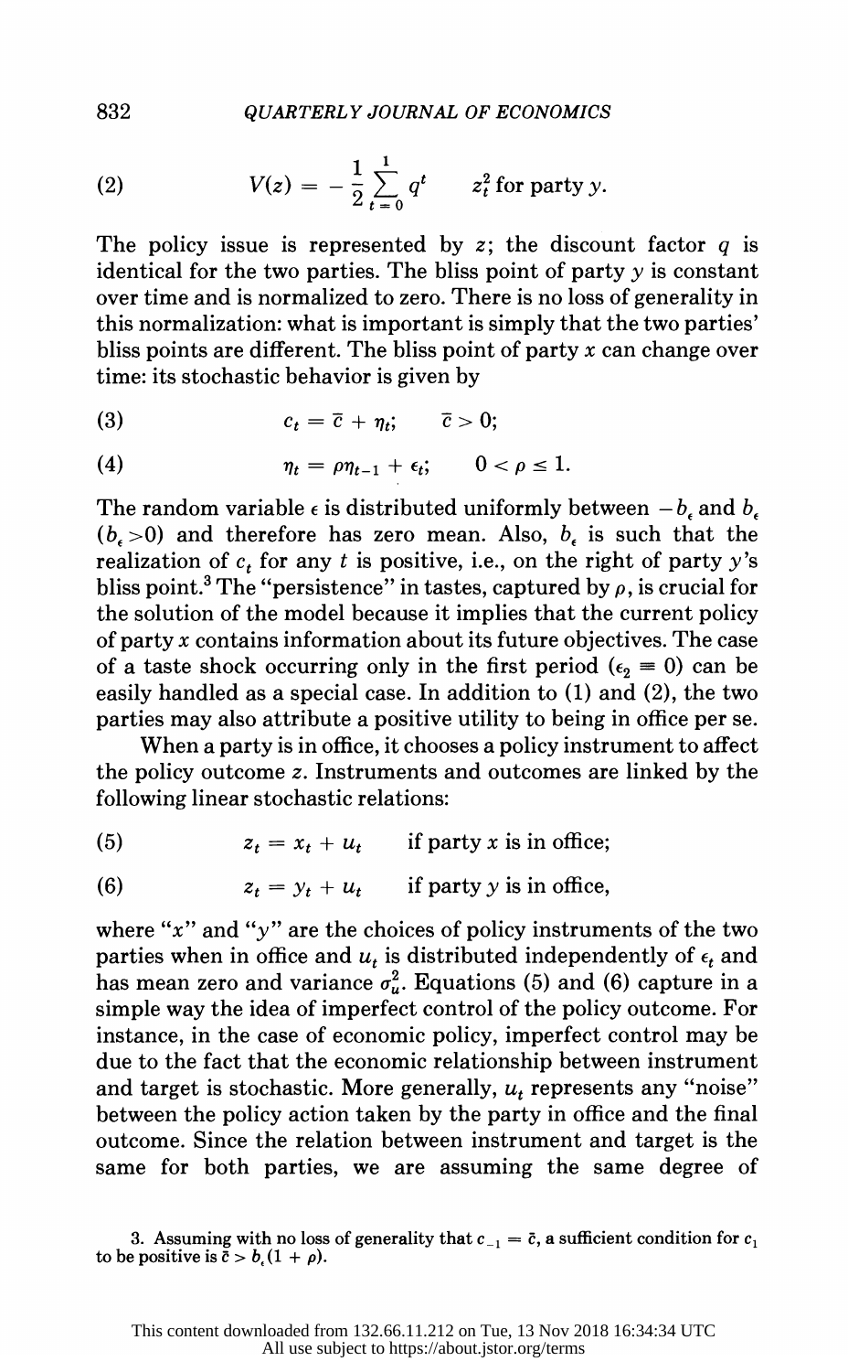$$(2) \qquad V(z) = -\frac{1}{2}\sum_{t=0}^{1} q^t \qquad z_t^2 \text{ for party } y.$$

The policy issue is represented by $z$; the discount factor $q$ is identical for the two parties. The bliss point of party $y$ is constant over time and is normalized to zero. There is no loss of generality in this normalization: what is important is simply that the two parties' bliss points are different. The bliss point of party $x$ can change over time: its stochastic behavior is given by

$$(3) \qquad c_t = \bar{c} + \eta_t; \qquad \bar{c} > 0;$$

$$(4) \qquad \eta_t = \rho\eta_{t-1} + \epsilon_t; \qquad 0 < \rho \leq 1.$$

The random variable $\epsilon$ is distributed uniformly between $-b_\epsilon$ and $b_\epsilon$ ($b_\epsilon > 0$) and therefore has zero mean. Also, $b_\epsilon$ is such that the realization of $c_t$ for any $t$ is positive, i.e., on the right of party $y$'s bliss point.[3] The "persistence" in tastes, captured by $\rho$, is crucial for the solution of the model because it implies that the current policy of party $x$ contains information about its future objectives. The case of a taste shock occurring only in the first period ($\epsilon_2 \equiv 0$) can be easily handled as a special case. In addition to (1) and (2), the two parties may also attribute a positive utility to being in office per se.

When a party is in office, it chooses a policy instrument to affect the policy outcome $z$. Instruments and outcomes are linked by the following linear stochastic relations:

$$(5) \qquad z_t = x_t + u_t \qquad \text{if party } x \text{ is in office;}$$

$$(6) \qquad z_t = y_t + u_t \qquad \text{if party } y \text{ is in office,}$$

where "$x$" and "$y$" are the choices of policy instruments of the two parties when in office and $u_t$ is distributed independently of $\epsilon_t$ and has mean zero and variance $\sigma_u^2$. Equations (5) and (6) capture in a simple way the idea of imperfect control of the policy outcome. For instance, in the case of economic policy, imperfect control may be due to the fact that the economic relationship between instrument and target is stochastic. More generally, $u_t$ represents any "noise" between the policy action taken by the party in office and the final outcome. Since the relation between instrument and target is the same for both parties, we are assuming the same degree of

3. Assuming with no loss of generality that $c_{-1} = \bar{c}$, a sufficient condition for $c_1$ to be positive is $\bar{c} > b_\epsilon(1 + \rho)$.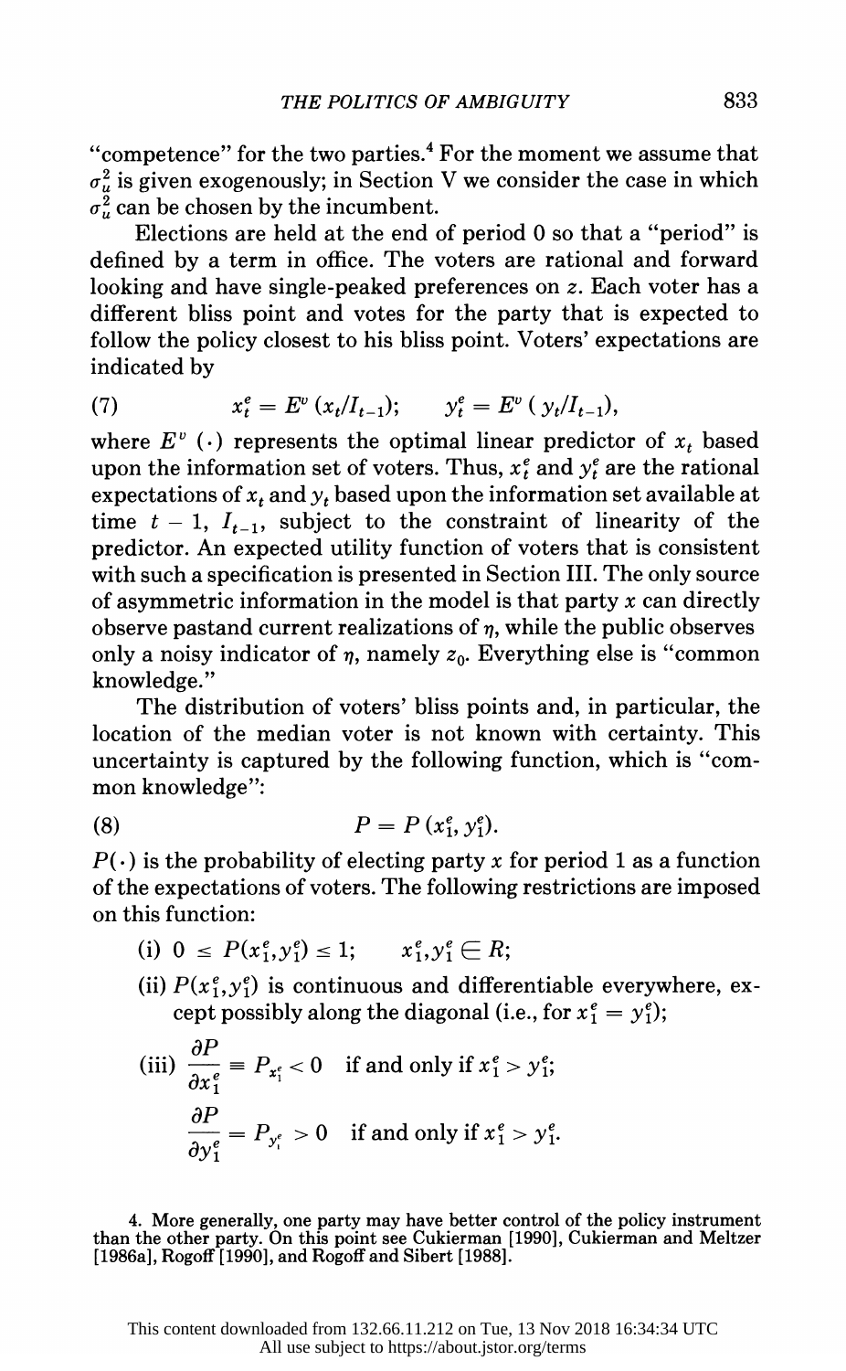"competence" for the two parties.[4] For the moment we assume that $\sigma_u^2$ is given exogenously; in Section V we consider the case in which $\sigma_u^2$ can be chosen by the incumbent.

Elections are held at the end of period 0 so that a "period" is defined by a term in office. The voters are rational and forward looking and have single-peaked preferences on $z$. Each voter has a different bliss point and votes for the party that is expected to follow the policy closest to his bliss point. Voters' expectations are indicated by

$$x_t^e = E^v\,(x_t/I_{t-1}); \qquad y_t^e = E^v\,(y_t/I_{t-1}), \tag{7}$$

where $E^v\,(\cdot)$ represents the optimal linear predictor of $x_t$ based upon the information set of voters. Thus, $x_t^e$ and $y_t^e$ are the rational expectations of $x_t$ and $y_t$ based upon the information set available at time $t-1$, $I_{t-1}$, subject to the constraint of linearity of the predictor. An expected utility function of voters that is consistent with such a specification is presented in Section III. The only source of asymmetric information in the model is that party $x$ can directly observe pastand current realizations of $\eta$, while the public observes only a noisy indicator of $\eta$, namely $z_0$. Everything else is "common knowledge."

The distribution of voters' bliss points and, in particular, the location of the median voter is not known with certainty. This uncertainty is captured by the following function, which is "common knowledge":

$$P = P\,(x_1^e, y_1^e). \tag{8}$$

$P(\cdot)$ is the probability of electing party $x$ for period 1 as a function of the expectations of voters. The following restrictions are imposed on this function:

(i) $0 \leq P(x_1^e, y_1^e) \leq 1; \qquad x_1^e, y_1^e \in R;$

(ii) $P(x_1^e, y_1^e)$ is continuous and differentiable everywhere, except possibly along the diagonal (i.e., for $x_1^e = y_1^e$);

(iii) $\dfrac{\partial P}{\partial x_1^e} \equiv P_{x_1^e} < 0$ if and only if $x_1^e > y_1^e$;

$\dfrac{\partial P}{\partial y_1^e} = P_{y_1^e} > 0$ if and only if $x_1^e > y_1^e$.

4. More generally, one party may have better control of the policy instrument than the other party. On this point see Cukierman [1990], Cukierman and Meltzer [1986a], Rogoff [1990], and Rogoff and Sibert [1988].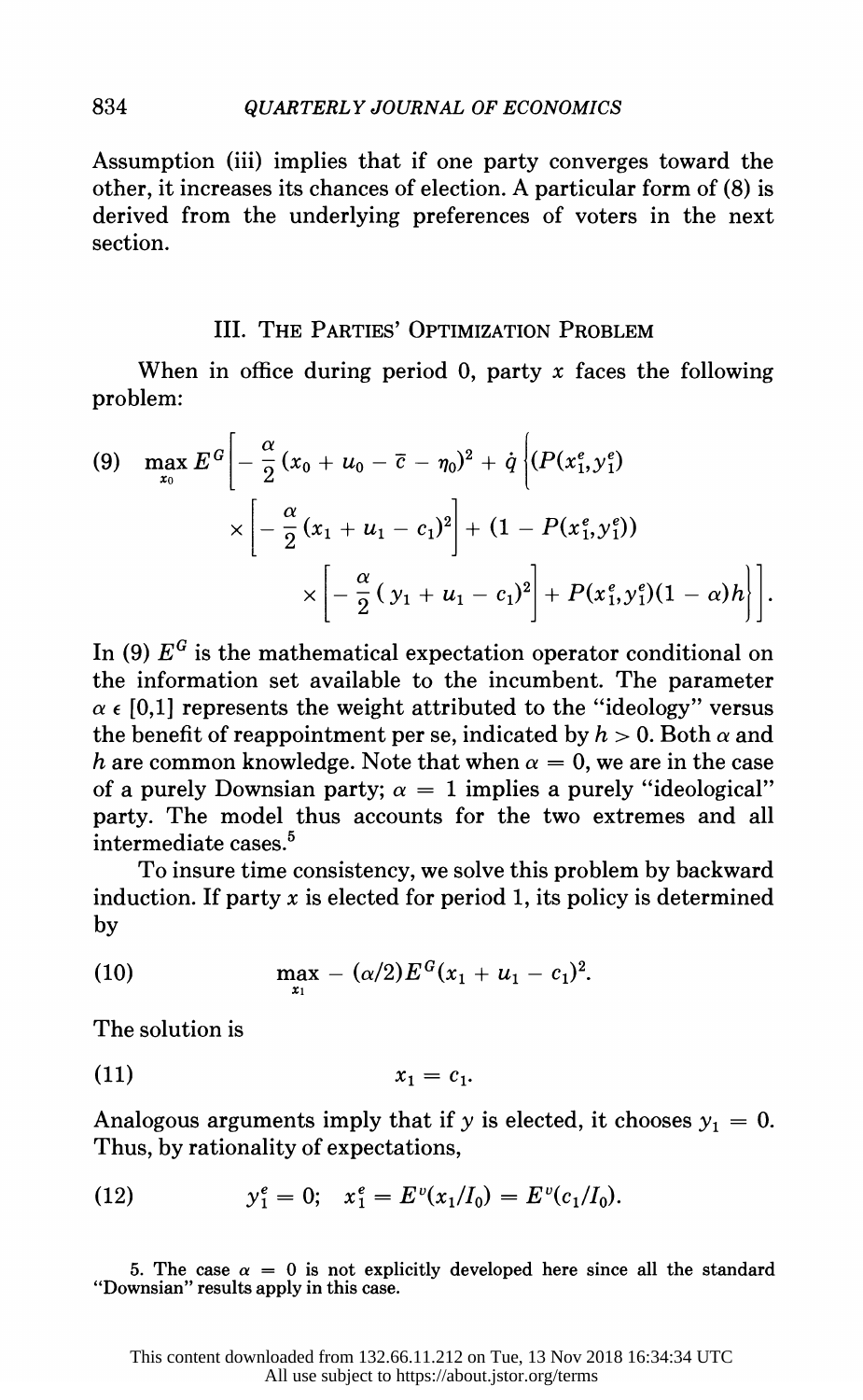Assumption (iii) implies that if one party converges toward the other, it increases its chances of election. A particular form of (8) is derived from the underlying preferences of voters in the next section.

## III. The Parties' Optimization Problem

When in office during period 0, party $x$ faces the following problem:

$$(9)\quad \max_{x_0} E^G\left[-\frac{\alpha}{2}(x_0 + u_0 - \bar{c} - \eta_0)^2 + \dot{q}\left\{(P(x_1^e, y_1^e) \times \left[-\frac{\alpha}{2}(x_1 + u_1 - c_1)^2\right] + (1 - P(x_1^e, y_1^e)) \times \left[-\frac{\alpha}{2}(y_1 + u_1 - c_1)^2\right] + P(x_1^e, y_1^e)(1-\alpha)h\right\}\right].$$

In (9) $E^G$ is the mathematical expectation operator conditional on the information set available to the incumbent. The parameter $\alpha \in [0,1]$ represents the weight attributed to the "ideology" versus the benefit of reappointment per se, indicated by $h > 0$. Both $\alpha$ and $h$ are common knowledge. Note that when $\alpha = 0$, we are in the case of a purely Downsian party; $\alpha = 1$ implies a purely "ideological" party. The model thus accounts for the two extremes and all intermediate cases.[5]

To insure time consistency, we solve this problem by backward induction. If party $x$ is elected for period 1, its policy is determined by

$$(10)\quad \max_{x_1} -(\alpha/2)E^G(x_1 + u_1 - c_1)^2.$$

The solution is

$$(11)\quad x_1 = c_1.$$

Analogous arguments imply that if $y$ is elected, it chooses $y_1 = 0$. Thus, by rationality of expectations,

$$(12)\quad y_1^e = 0; \quad x_1^e = E^v(x_1/I_0) = E^v(c_1/I_0).$$

5. The case $\alpha = 0$ is not explicitly developed here since all the standard "Downsian" results apply in this case.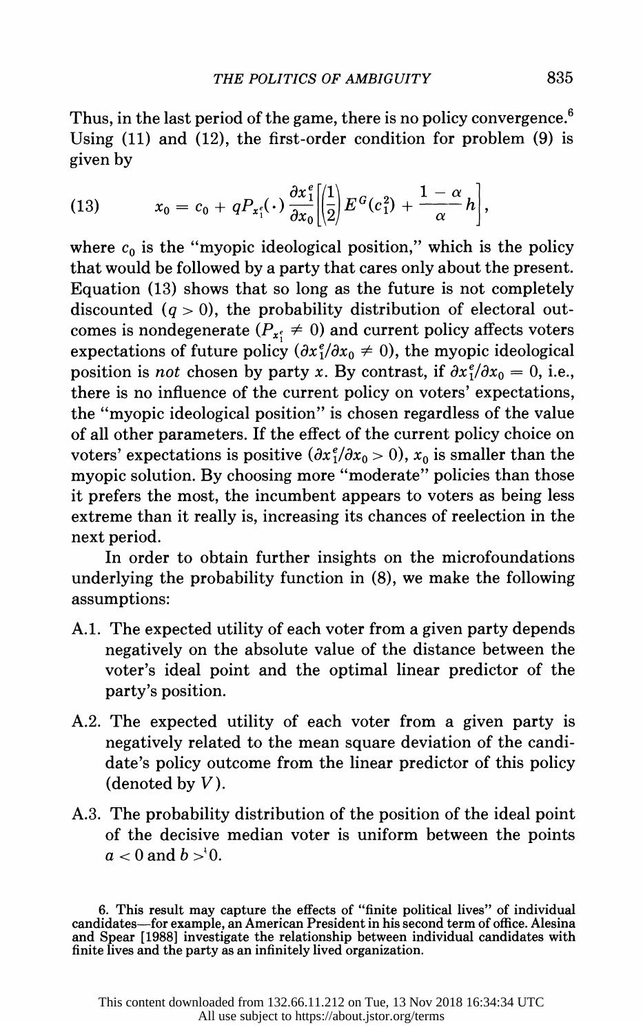Thus, in the last period of the game, there is no policy convergence.[6] Using (11) and (12), the first-order condition for problem (9) is given by

$$x_0 = c_0 + qP_{x_1^e}(\cdot)\frac{\partial x_1^e}{\partial x_0}\left[\left(\frac{1}{2}\right)E^G(c_1^2) + \frac{1-\alpha}{\alpha}h\right], \tag{13}$$

where $c_0$ is the "myopic ideological position," which is the policy that would be followed by a party that cares only about the present. Equation (13) shows that so long as the future is not completely discounted ($q > 0$), the probability distribution of electoral outcomes is nondegenerate ($P_{x_1^e} \neq 0$) and current policy affects voters expectations of future policy ($\partial x_1^e/\partial x_0 \neq 0$), the myopic ideological position is *not* chosen by party $x$. By contrast, if $\partial x_1^e/\partial x_0 = 0$, i.e., there is no influence of the current policy on voters' expectations, the "myopic ideological position" is chosen regardless of the value of all other parameters. If the effect of the current policy choice on voters' expectations is positive ($\partial x_1^e/\partial x_0 > 0$), $x_0$ is smaller than the myopic solution. By choosing more "moderate" policies than those it prefers the most, the incumbent appears to voters as being less extreme than it really is, increasing its chances of reelection in the next period.

In order to obtain further insights on the microfoundations underlying the probability function in (8), we make the following assumptions:

A.1. The expected utility of each voter from a given party depends negatively on the absolute value of the distance between the voter's ideal point and the optimal linear predictor of the party's position.

A.2. The expected utility of each voter from a given party is negatively related to the mean square deviation of the candidate's policy outcome from the linear predictor of this policy (denoted by $V$).

A.3. The probability distribution of the position of the ideal point of the decisive median voter is uniform between the points $a < 0$ and $b > 0$.

6. This result may capture the effects of "finite political lives" of individual candidates—for example, an American President in his second term of office. Alesina and Spear [1988] investigate the relationship between individual candidates with finite lives and the party as an infinitely lived organization.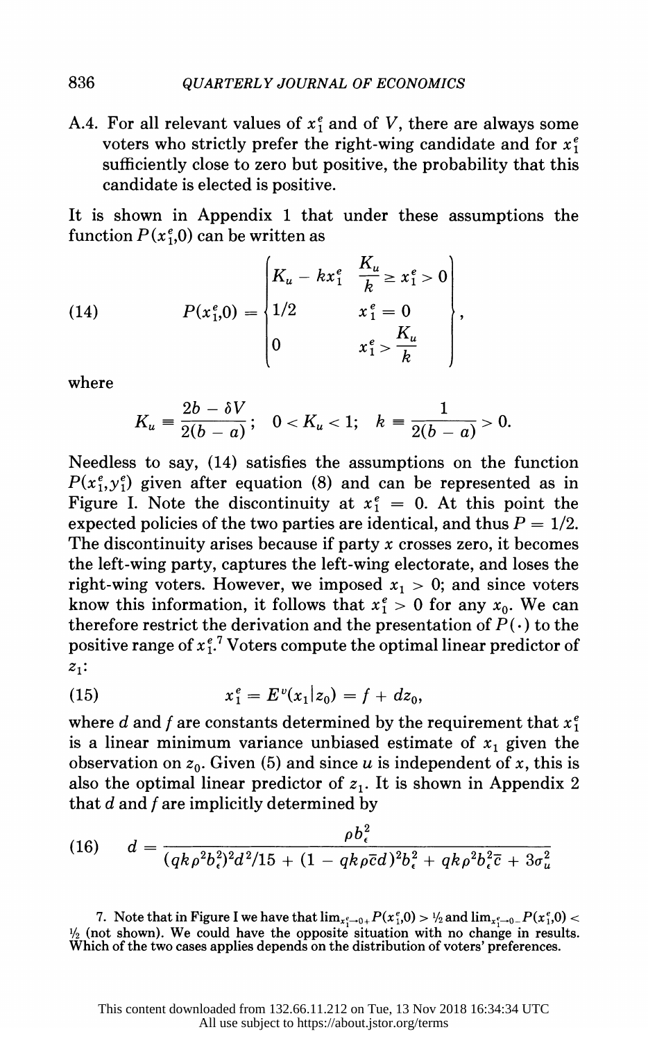A.4. For all relevant values of $x_1^e$ and of $V$, there are always some voters who strictly prefer the right-wing candidate and for $x_1^e$ sufficiently close to zero but positive, the probability that this candidate is elected is positive.

It is shown in Appendix 1 that under these assumptions the function $P(x_1^e, 0)$ can be written as

$$
(14) \qquad P(x_1^e, 0) = \left\{ \begin{array}{ll} K_u - kx_1^e & \frac{K_u}{k} \geq x_1^e > 0 \\ 1/2 & x_1^e = 0 \\ 0 & x_1^e > \frac{K_u}{k} \end{array} \right\},
$$

where

$$
K_u \equiv \frac{2b - \delta V}{2(b-a)}; \quad 0 < K_u < 1; \quad k \equiv \frac{1}{2(b-a)} > 0.
$$

Needless to say, (14) satisfies the assumptions on the function $P(x_1^e, y_1^e)$ given after equation (8) and can be represented as in Figure I. Note the discontinuity at $x_1^e = 0$. At this point the expected policies of the two parties are identical, and thus $P = 1/2$. The discontinuity arises because if party $x$ crosses zero, it becomes the left-wing party, captures the left-wing electorate, and loses the right-wing voters. However, we imposed $x_1 > 0$; and since voters know this information, it follows that $x_1^e > 0$ for any $x_0$. We can therefore restrict the derivation and the presentation of $P(\cdot)$ to the positive range of $x_1^e$.[7] Voters compute the optimal linear predictor of $z_1$:

$$
(15) \qquad x_1^e = E^v(x_1 | z_0) = f + dz_0,
$$

where $d$ and $f$ are constants determined by the requirement that $x_1^e$ is a linear minimum variance unbiased estimate of $x_1$ given the observation on $z_0$. Given (5) and since $u$ is independent of $x$, this is also the optimal linear predictor of $z_1$. It is shown in Appendix 2 that $d$ and $f$ are implicitly determined by

$$
(16) \qquad d = \frac{\rho b_\epsilon^2}{(qk\rho^2 b_\epsilon^2)^2 d^2/15 + (1 - qk\rho\bar{c}d)^2 b_\epsilon^2 + qk\rho^2 b_\epsilon^2 \bar{c} + 3\sigma_u^2}
$$

7. Note that in Figure I we have that $\lim_{x_1^e \to 0+} P(x_1^e, 0) > 1/2$ and $\lim_{x_1^e \to 0-} P(x_1^e, 0) < 1/2$ (not shown). We could have the opposite situation with no change in results. Which of the two cases applies depends on the distribution of voters' preferences.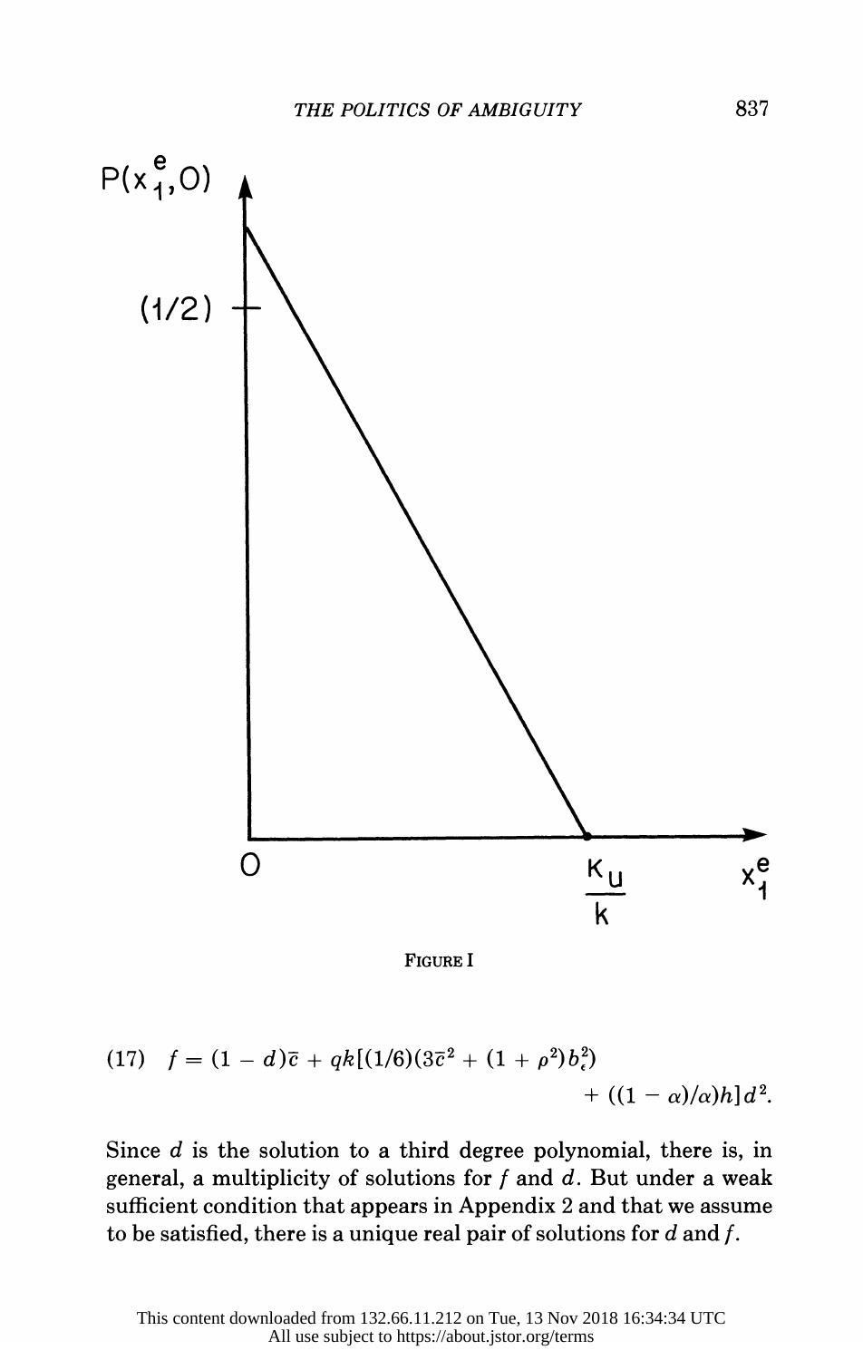FIGURE I

$$(17) \quad f = (1 - d)\bar{c} + qk[(1/6)(3\bar{c}^2 + (1 + \rho^2)b_\epsilon^2) + ((1 - \alpha)/\alpha)h]d^2.$$

Since $d$ is the solution to a third degree polynomial, there is, in general, a multiplicity of solutions for $f$ and $d$. But under a weak sufficient condition that appears in Appendix 2 and that we assume to be satisfied, there is a unique real pair of solutions for $d$ and $f$.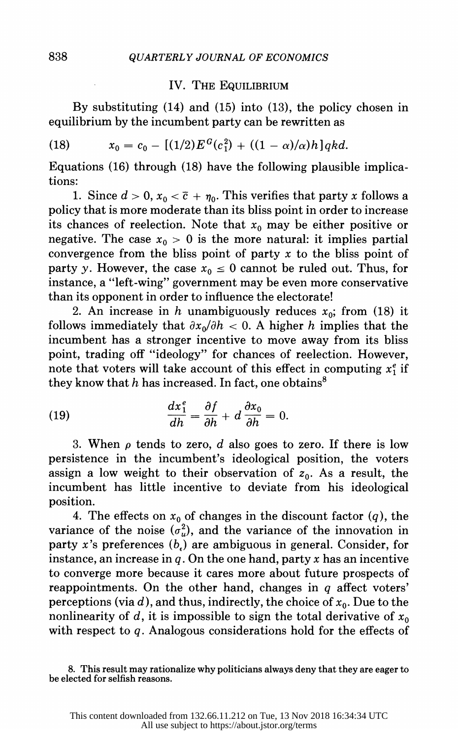## IV. The Equilibrium

By substituting (14) and (15) into (13), the policy chosen in equilibrium by the incumbent party can be rewritten as

$$x_0 = c_0 - [(1/2)E^G(c_1^2) + ((1-\alpha)/\alpha)h]qkd. \tag{18}$$

Equations (16) through (18) have the following plausible implications:

1. Since $d > 0$, $x_0 < \bar{c} + \eta_0$. This verifies that party $x$ follows a policy that is more moderate than its bliss point in order to increase its chances of reelection. Note that $x_0$ may be either positive or negative. The case $x_0 > 0$ is the more natural: it implies partial convergence from the bliss point of party $x$ to the bliss point of party $y$. However, the case $x_0 \leq 0$ cannot be ruled out. Thus, for instance, a "left-wing" government may be even more conservative than its opponent in order to influence the electorate!

2. An increase in $h$ unambiguously reduces $x_0$; from (18) it follows immediately that $\partial x_0 / \partial h < 0$. A higher $h$ implies that the incumbent has a stronger incentive to move away from its bliss point, trading off "ideology" for chances of reelection. However, note that voters will take account of this effect in computing $x_1^e$ if they know that $h$ has increased. In fact, one obtains[8]

$$\frac{dx_1^e}{dh} = \frac{\partial f}{\partial h} + d\frac{\partial x_0}{\partial h} = 0. \tag{19}$$

3. When $\rho$ tends to zero, $d$ also goes to zero. If there is low persistence in the incumbent's ideological position, the voters assign a low weight to their observation of $z_0$. As a result, the incumbent has little incentive to deviate from his ideological position.

4. The effects on $x_0$ of changes in the discount factor ($q$), the variance of the noise ($\sigma_u^2$), and the variance of the innovation in party $x$'s preferences ($b_\epsilon$) are ambiguous in general. Consider, for instance, an increase in $q$. On the one hand, party $x$ has an incentive to converge more because it cares more about future prospects of reappointments. On the other hand, changes in $q$ affect voters' perceptions (via $d$), and thus, indirectly, the choice of $x_0$. Due to the nonlinearity of $d$, it is impossible to sign the total derivative of $x_0$ with respect to $q$. Analogous considerations hold for the effects of

8. This result may rationalize why politicians always deny that they are eager to be elected for selfish reasons.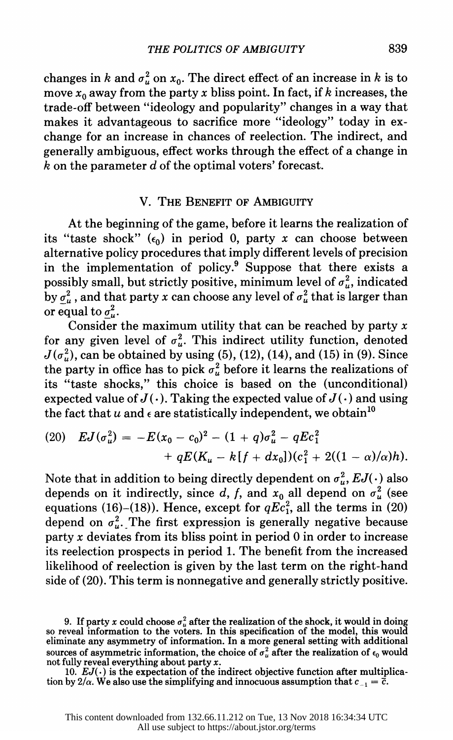changes in $k$ and $\sigma_u^2$ on $x_0$. The direct effect of an increase in $k$ is to move $x_0$ away from the party $x$ bliss point. In fact, if $k$ increases, the trade-off between "ideology and popularity" changes in a way that makes it advantageous to sacrifice more "ideology" today in exchange for an increase in chances of reelection. The indirect, and generally ambiguous, effect works through the effect of a change in $k$ on the parameter $d$ of the optimal voters' forecast.

## V. The Benefit of Ambiguity

At the beginning of the game, before it learns the realization of its "taste shock" ($\epsilon_0$) in period 0, party $x$ can choose between alternative policy procedures that imply different levels of precision in the implementation of policy.[9] Suppose that there exists a possibly small, but strictly positive, minimum level of $\sigma_u^2$, indicated by $\underline{\sigma}_u^2$, and that party $x$ can choose any level of $\sigma_u^2$ that is larger than or equal to $\underline{\sigma}_u^2$.

Consider the maximum utility that can be reached by party $x$ for any given level of $\sigma_u^2$. This indirect utility function, denoted $J(\sigma_u^2)$, can be obtained by using (5), (12), (14), and (15) in (9). Since the party in office has to pick $\sigma_u^2$ before it learns the realizations of its "taste shocks," this choice is based on the (unconditional) expected value of $J(\cdot)$. Taking the expected value of $J(\cdot)$ and using the fact that $u$ and $\epsilon$ are statistically independent, we obtain[10]

$$(20)\quad EJ(\sigma_u^2) = -E(x_0 - c_0)^2 - (1 + q)\sigma_u^2 - qEc_1^2 + qE(K_u - k[f + dx_0])(c_1^2 + 2((1 - \alpha)/\alpha)h).$$

Note that in addition to being directly dependent on $\sigma_u^2$, $EJ(\cdot)$ also depends on it indirectly, since $d$, $f$, and $x_0$ all depend on $\sigma_u^2$ (see equations (16)–(18)). Hence, except for $qEc_1^2$, all the terms in (20) depend on $\sigma_u^2$. The first expression is generally negative because party $x$ deviates from its bliss point in period 0 in order to increase its reelection prospects in period 1. The benefit from the increased likelihood of reelection is given by the last term on the right-hand side of (20). This term is nonnegative and generally strictly positive.

9. If party $x$ could choose $\sigma_u^2$ after the realization of the shock, it would in doing so reveal information to the voters. In this specification of the model, this would eliminate any asymmetry of information. In a more general setting with additional sources of asymmetric information, the choice of $\sigma_u^2$ after the realization of $\epsilon_0$ would not fully reveal everything about party $x$.

10. $EJ(\cdot)$ is the expectation of the indirect objective function after multiplication by $2/\alpha$. We also use the simplifying and innocuous assumption that $c_{-1} = \bar{c}$.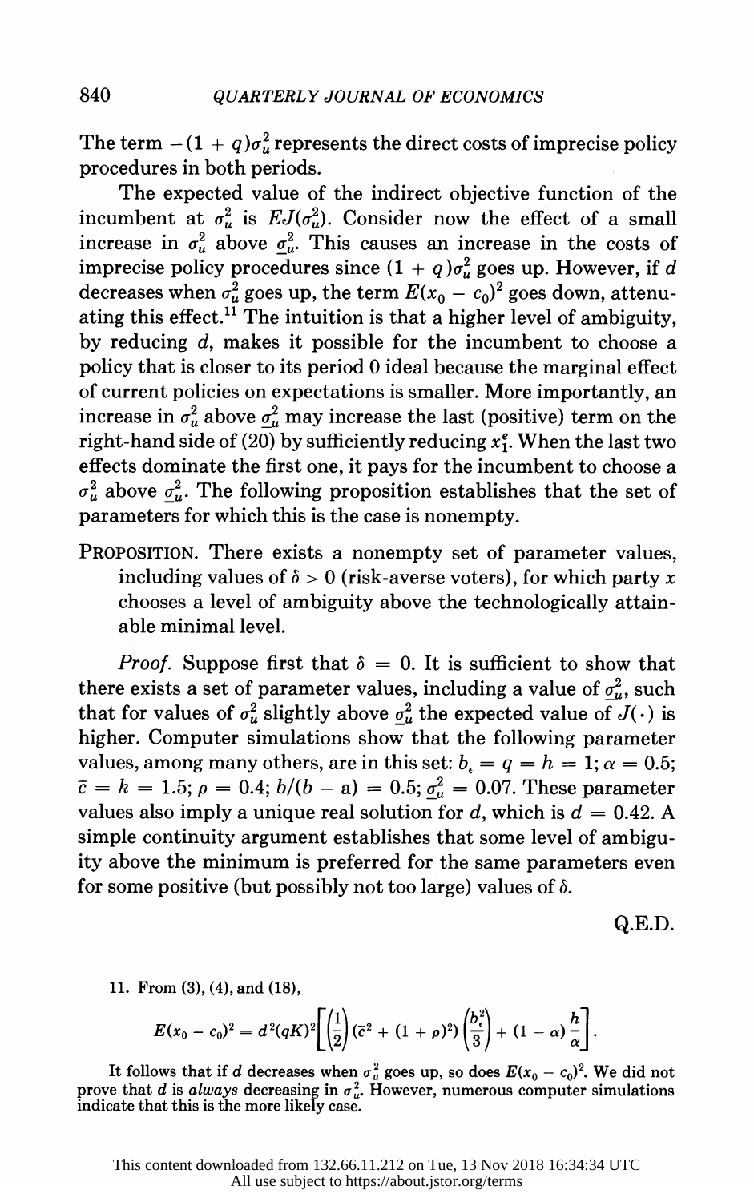The term $-(1+q)\sigma_u^2$ represents the direct costs of imprecise policy procedures in both periods.

The expected value of the indirect objective function of the incumbent at $\sigma_u^2$ is $EJ(\sigma_u^2)$. Consider now the effect of a small increase in $\sigma_u^2$ above $\underline{\sigma}_u^2$. This causes an increase in the costs of imprecise policy procedures since $(1+q)\sigma_u^2$ goes up. However, if $d$ decreases when $\sigma_u^2$ goes up, the term $E(x_0 - c_0)^2$ goes down, attenuating this effect.[11] The intuition is that a higher level of ambiguity, by reducing $d$, makes it possible for the incumbent to choose a policy that is closer to its period 0 ideal because the marginal effect of current policies on expectations is smaller. More importantly, an increase in $\sigma_u^2$ above $\underline{\sigma}_u^2$ may increase the last (positive) term on the right-hand side of (20) by sufficiently reducing $x_1^e$. When the last two effects dominate the first one, it pays for the incumbent to choose a $\sigma_u^2$ above $\underline{\sigma}_u^2$. The following proposition establishes that the set of parameters for which this is the case is nonempty.

PROPOSITION. There exists a nonempty set of parameter values, including values of $\delta > 0$ (risk-averse voters), for which party $x$ chooses a level of ambiguity above the technologically attainable minimal level.

*Proof.* Suppose first that $\delta = 0$. It is sufficient to show that there exists a set of parameter values, including a value of $\underline{\sigma}_u^2$, such that for values of $\sigma_u^2$ slightly above $\underline{\sigma}_u^2$ the expected value of $J(\cdot)$ is higher. Computer simulations show that the following parameter values, among many others, are in this set: $b_\epsilon = q = h = 1$; $\alpha = 0.5$; $\bar{c} = k = 1.5$; $\rho = 0.4$; $b/(b-a) = 0.5$; $\underline{\sigma}_u^2 = 0.07$. These parameter values also imply a unique real solution for $d$, which is $d = 0.42$. A simple continuity argument establishes that some level of ambiguity above the minimum is preferred for the same parameters even for some positive (but possibly not too large) values of $\delta$.

Q.E.D.

11. From (3), (4), and (18),

$$E(x_0 - c_0)^2 = d^2(qK)^2\left[\left(\frac{1}{2}\right)(\bar{c}^2 + (1+\rho)^2)\left(\frac{b_\epsilon^2}{3}\right) + (1-\alpha)\frac{h}{\alpha}\right].$$

It follows that if $d$ decreases when $\sigma_u^2$ goes up, so does $E(x_0 - c_0)^2$. We did not prove that $d$ is *always* decreasing in $\sigma_u^2$. However, numerous computer simulations indicate that this is the more likely case.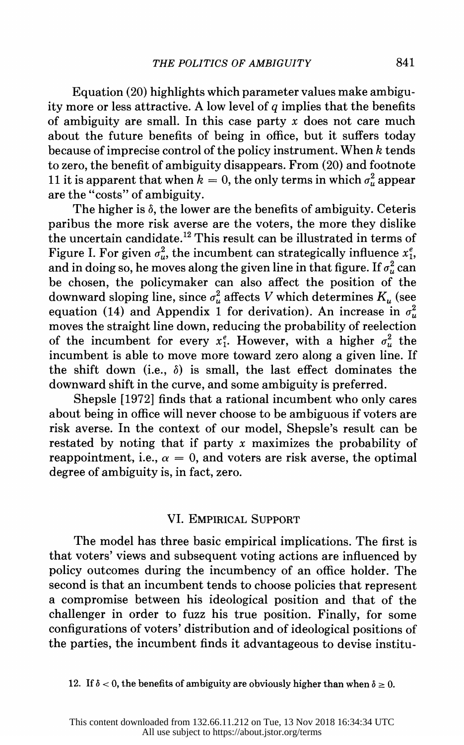Equation (20) highlights which parameter values make ambiguity more or less attractive. A low level of $q$ implies that the benefits of ambiguity are small. In this case party $x$ does not care much about the future benefits of being in office, but it suffers today because of imprecise control of the policy instrument. When $k$ tends to zero, the benefit of ambiguity disappears. From (20) and footnote 11 it is apparent that when $k = 0$, the only terms in which $\sigma_u^2$ appear are the "costs" of ambiguity.

The higher is $\delta$, the lower are the benefits of ambiguity. Ceteris paribus the more risk averse are the voters, the more they dislike the uncertain candidate.[12] This result can be illustrated in terms of Figure I. For given $\sigma_u^2$, the incumbent can strategically influence $x_1^e$, and in doing so, he moves along the given line in that figure. If $\sigma_u^2$ can be chosen, the policymaker can also affect the position of the downward sloping line, since $\sigma_u^2$ affects $V$ which determines $K_u$ (see equation (14) and Appendix 1 for derivation). An increase in $\sigma_u^2$ moves the straight line down, reducing the probability of reelection of the incumbent for every $x_1^e$. However, with a higher $\sigma_u^2$ the incumbent is able to move more toward zero along a given line. If the shift down (i.e., $\delta$) is small, the last effect dominates the downward shift in the curve, and some ambiguity is preferred.

Shepsle [1972] finds that a rational incumbent who only cares about being in office will never choose to be ambiguous if voters are risk averse. In the context of our model, Shepsle's result can be restated by noting that if party $x$ maximizes the probability of reappointment, i.e., $\alpha = 0$, and voters are risk averse, the optimal degree of ambiguity is, in fact, zero.

## VI. Empirical Support

The model has three basic empirical implications. The first is that voters' views and subsequent voting actions are influenced by policy outcomes during the incumbency of an office holder. The second is that an incumbent tends to choose policies that represent a compromise between his ideological position and that of the challenger in order to fuzz his true position. Finally, for some configurations of voters' distribution and of ideological positions of the parties, the incumbent finds it advantageous to devise institu-

12. If $\delta < 0$, the benefits of ambiguity are obviously higher than when $\delta \geq 0$.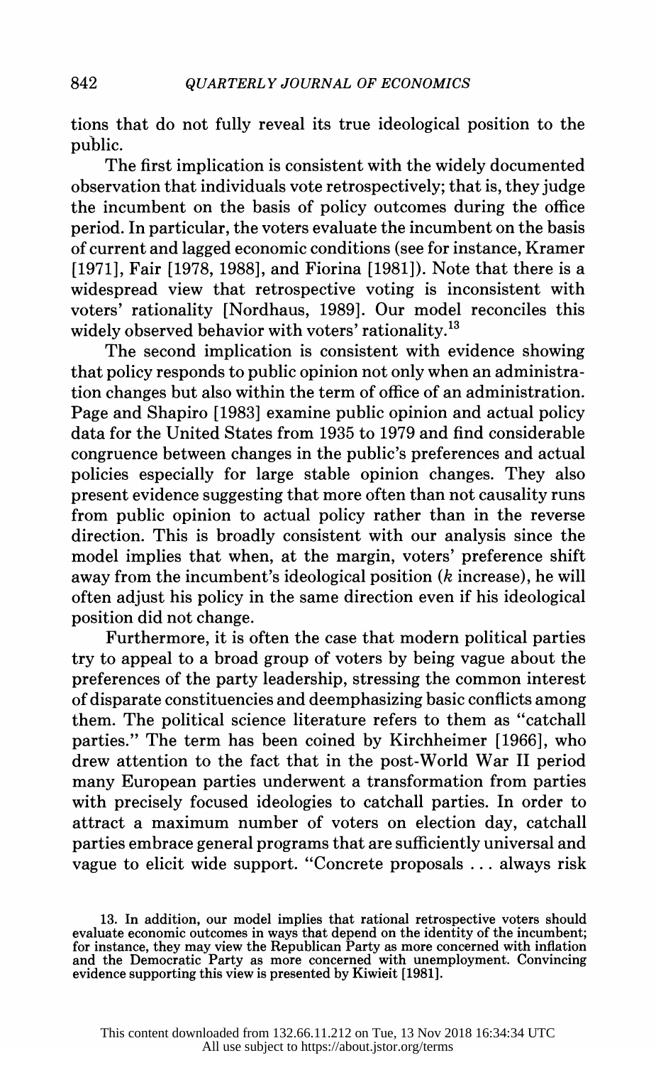tions that do not fully reveal its true ideological position to the public.

The first implication is consistent with the widely documented observation that individuals vote retrospectively; that is, they judge the incumbent on the basis of policy outcomes during the office period. In particular, the voters evaluate the incumbent on the basis of current and lagged economic conditions (see for instance, Kramer [1971], Fair [1978, 1988], and Fiorina [1981]). Note that there is a widespread view that retrospective voting is inconsistent with voters' rationality [Nordhaus, 1989]. Our model reconciles this widely observed behavior with voters' rationality.[13]

The second implication is consistent with evidence showing that policy responds to public opinion not only when an administration changes but also within the term of office of an administration. Page and Shapiro [1983] examine public opinion and actual policy data for the United States from 1935 to 1979 and find considerable congruence between changes in the public's preferences and actual policies especially for large stable opinion changes. They also present evidence suggesting that more often than not causality runs from public opinion to actual policy rather than in the reverse direction. This is broadly consistent with our analysis since the model implies that when, at the margin, voters' preference shift away from the incumbent's ideological position ($k$ increase), he will often adjust his policy in the same direction even if his ideological position did not change.

Furthermore, it is often the case that modern political parties try to appeal to a broad group of voters by being vague about the preferences of the party leadership, stressing the common interest of disparate constituencies and deemphasizing basic conflicts among them. The political science literature refers to them as "catchall parties." The term has been coined by Kirchheimer [1966], who drew attention to the fact that in the post-World War II period many European parties underwent a transformation from parties with precisely focused ideologies to catchall parties. In order to attract a maximum number of voters on election day, catchall parties embrace general programs that are sufficiently universal and vague to elicit wide support. "Concrete proposals ... always risk

13. In addition, our model implies that rational retrospective voters should evaluate economic outcomes in ways that depend on the identity of the incumbent; for instance, they may view the Republican Party as more concerned with inflation and the Democratic Party as more concerned with unemployment. Convincing evidence supporting this view is presented by Kiwieit [1981].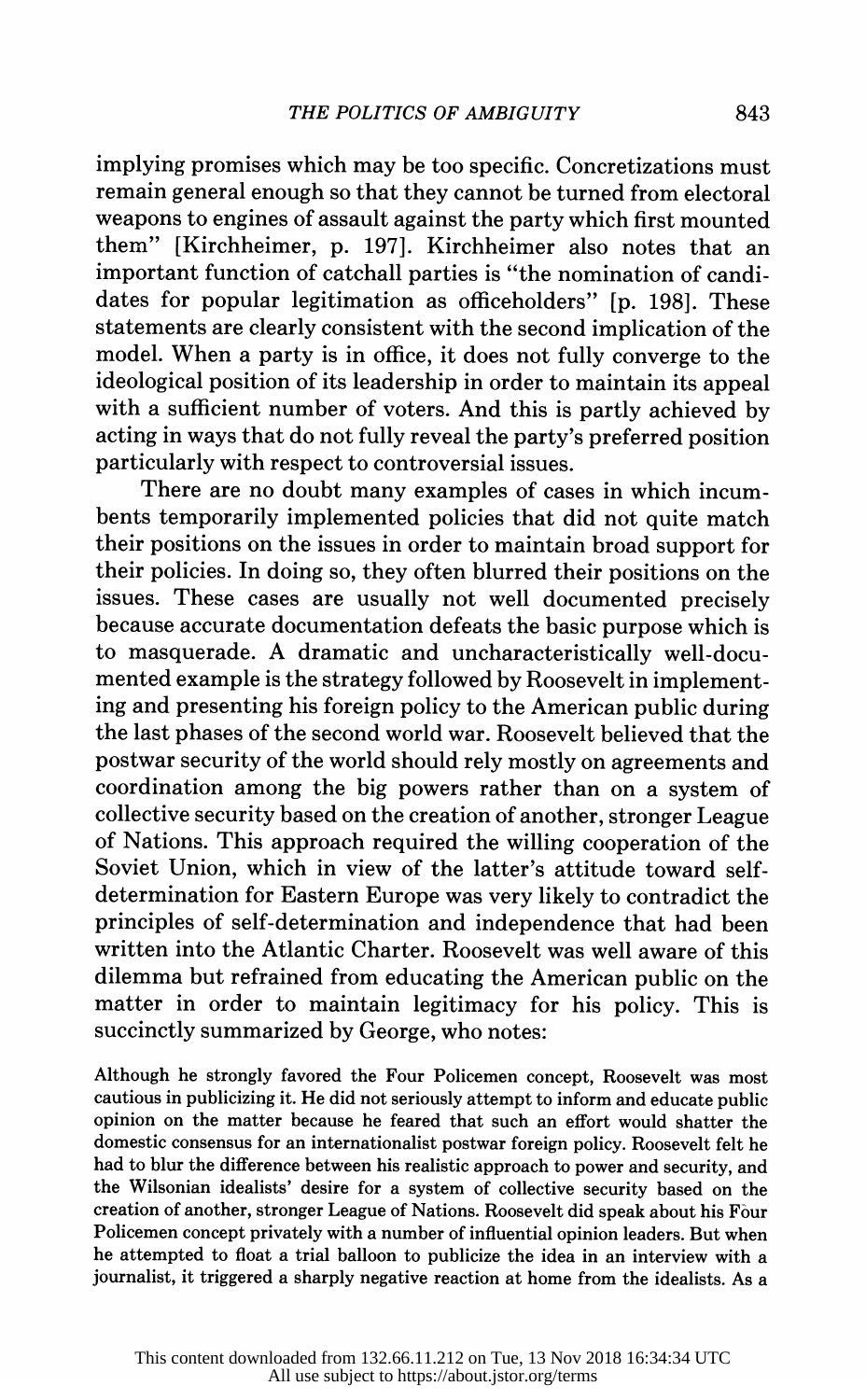implying promises which may be too specific. Concretizations must remain general enough so that they cannot be turned from electoral weapons to engines of assault against the party which first mounted them" [Kirchheimer, p. 197]. Kirchheimer also notes that an important function of catchall parties is "the nomination of candidates for popular legitimation as officeholders" [p. 198]. These statements are clearly consistent with the second implication of the model. When a party is in office, it does not fully converge to the ideological position of its leadership in order to maintain its appeal with a sufficient number of voters. And this is partly achieved by acting in ways that do not fully reveal the party's preferred position particularly with respect to controversial issues.

There are no doubt many examples of cases in which incumbents temporarily implemented policies that did not quite match their positions on the issues in order to maintain broad support for their policies. In doing so, they often blurred their positions on the issues. These cases are usually not well documented precisely because accurate documentation defeats the basic purpose which is to masquerade. A dramatic and uncharacteristically well-documented example is the strategy followed by Roosevelt in implementing and presenting his foreign policy to the American public during the last phases of the second world war. Roosevelt believed that the postwar security of the world should rely mostly on agreements and coordination among the big powers rather than on a system of collective security based on the creation of another, stronger League of Nations. This approach required the willing cooperation of the Soviet Union, which in view of the latter's attitude toward self-determination for Eastern Europe was very likely to contradict the principles of self-determination and independence that had been written into the Atlantic Charter. Roosevelt was well aware of this dilemma but refrained from educating the American public on the matter in order to maintain legitimacy for his policy. This is succinctly summarized by George, who notes:

Although he strongly favored the Four Policemen concept, Roosevelt was most cautious in publicizing it. He did not seriously attempt to inform and educate public opinion on the matter because he feared that such an effort would shatter the domestic consensus for an internationalist postwar foreign policy. Roosevelt felt he had to blur the difference between his realistic approach to power and security, and the Wilsonian idealists' desire for a system of collective security based on the creation of another, stronger League of Nations. Roosevelt did speak about his Four Policemen concept privately with a number of influential opinion leaders. But when he attempted to float a trial balloon to publicize the idea in an interview with a journalist, it triggered a sharply negative reaction at home from the idealists. As a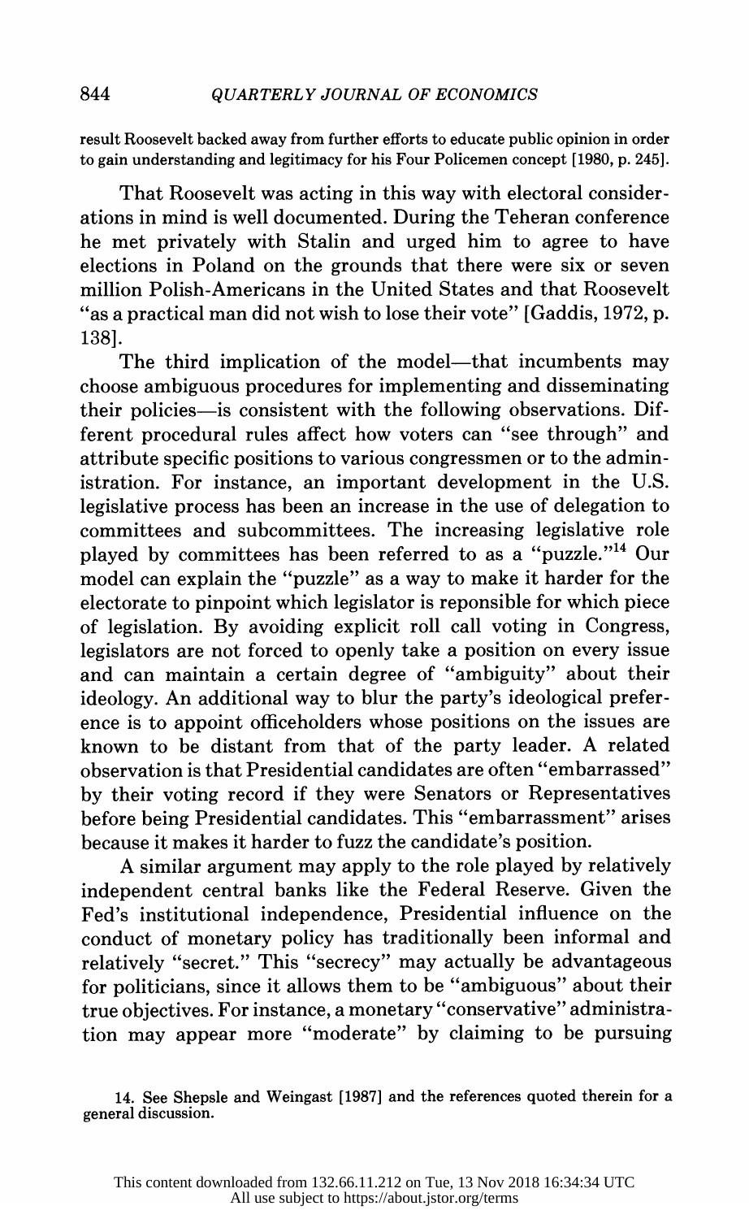result Roosevelt backed away from further efforts to educate public opinion in order to gain understanding and legitimacy for his Four Policemen concept [1980, p. 245].

That Roosevelt was acting in this way with electoral considerations in mind is well documented. During the Teheran conference he met privately with Stalin and urged him to agree to have elections in Poland on the grounds that there were six or seven million Polish-Americans in the United States and that Roosevelt "as a practical man did not wish to lose their vote" [Gaddis, 1972, p. 138].

The third implication of the model—that incumbents may choose ambiguous procedures for implementing and disseminating their policies—is consistent with the following observations. Different procedural rules affect how voters can "see through" and attribute specific positions to various congressmen or to the administration. For instance, an important development in the U.S. legislative process has been an increase in the use of delegation to committees and subcommittees. The increasing legislative role played by committees has been referred to as a "puzzle."[14] Our model can explain the "puzzle" as a way to make it harder for the electorate to pinpoint which legislator is reponsible for which piece of legislation. By avoiding explicit roll call voting in Congress, legislators are not forced to openly take a position on every issue and can maintain a certain degree of "ambiguity" about their ideology. An additional way to blur the party's ideological preference is to appoint officeholders whose positions on the issues are known to be distant from that of the party leader. A related observation is that Presidential candidates are often "embarrassed" by their voting record if they were Senators or Representatives before being Presidential candidates. This "embarrassment" arises because it makes it harder to fuzz the candidate's position.

A similar argument may apply to the role played by relatively independent central banks like the Federal Reserve. Given the Fed's institutional independence, Presidential influence on the conduct of monetary policy has traditionally been informal and relatively "secret." This "secrecy" may actually be advantageous for politicians, since it allows them to be "ambiguous" about their true objectives. For instance, a monetary "conservative" administration may appear more "moderate" by claiming to be pursuing

14. See Shepsle and Weingast [1987] and the references quoted therein for a general discussion.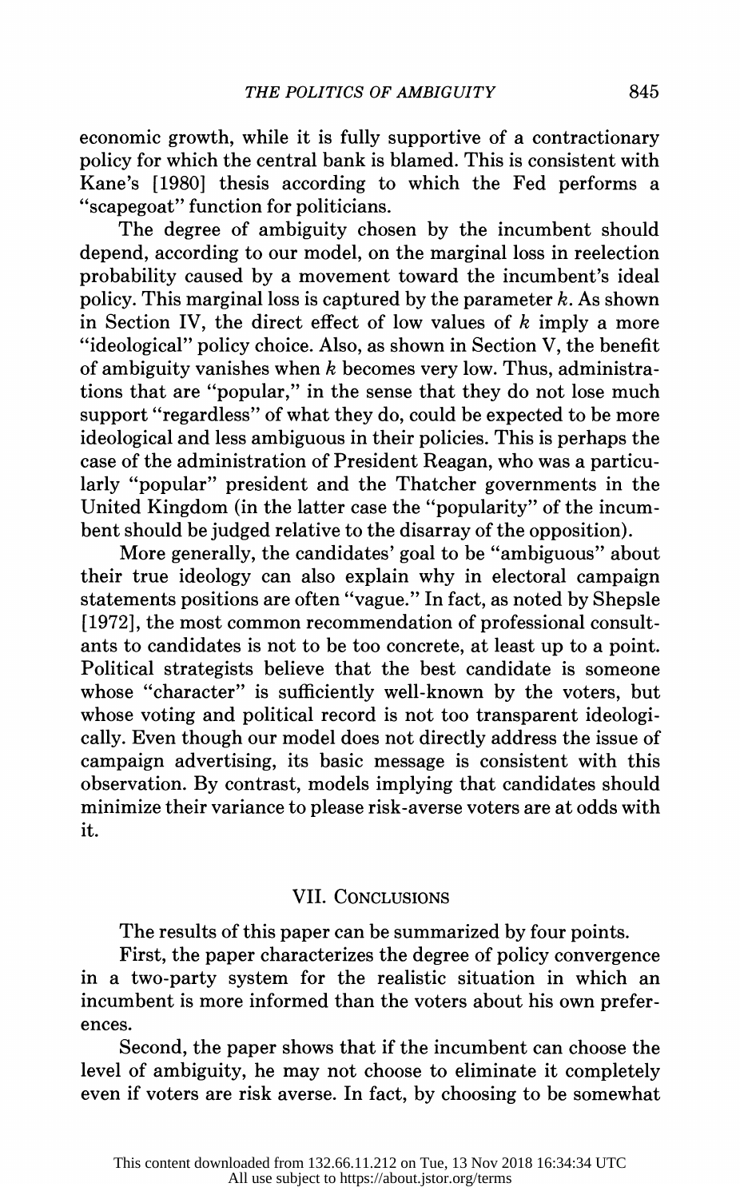economic growth, while it is fully supportive of a contractionary policy for which the central bank is blamed. This is consistent with Kane's [1980] thesis according to which the Fed performs a "scapegoat" function for politicians.

The degree of ambiguity chosen by the incumbent should depend, according to our model, on the marginal loss in reelection probability caused by a movement toward the incumbent's ideal policy. This marginal loss is captured by the parameter $k$. As shown in Section IV, the direct effect of low values of $k$ imply a more "ideological" policy choice. Also, as shown in Section V, the benefit of ambiguity vanishes when $k$ becomes very low. Thus, administrations that are "popular," in the sense that they do not lose much support "regardless" of what they do, could be expected to be more ideological and less ambiguous in their policies. This is perhaps the case of the administration of President Reagan, who was a particularly "popular" president and the Thatcher governments in the United Kingdom (in the latter case the "popularity" of the incumbent should be judged relative to the disarray of the opposition).

More generally, the candidates' goal to be "ambiguous" about their true ideology can also explain why in electoral campaign statements positions are often "vague." In fact, as noted by Shepsle [1972], the most common recommendation of professional consultants to candidates is not to be too concrete, at least up to a point. Political strategists believe that the best candidate is someone whose "character" is sufficiently well-known by the voters, but whose voting and political record is not too transparent ideologically. Even though our model does not directly address the issue of campaign advertising, its basic message is consistent with this observation. By contrast, models implying that candidates should minimize their variance to please risk-averse voters are at odds with it.

## VII. Conclusions

The results of this paper can be summarized by four points.

First, the paper characterizes the degree of policy convergence in a two-party system for the realistic situation in which an incumbent is more informed than the voters about his own preferences.

Second, the paper shows that if the incumbent can choose the level of ambiguity, he may not choose to eliminate it completely even if voters are risk averse. In fact, by choosing to be somewhat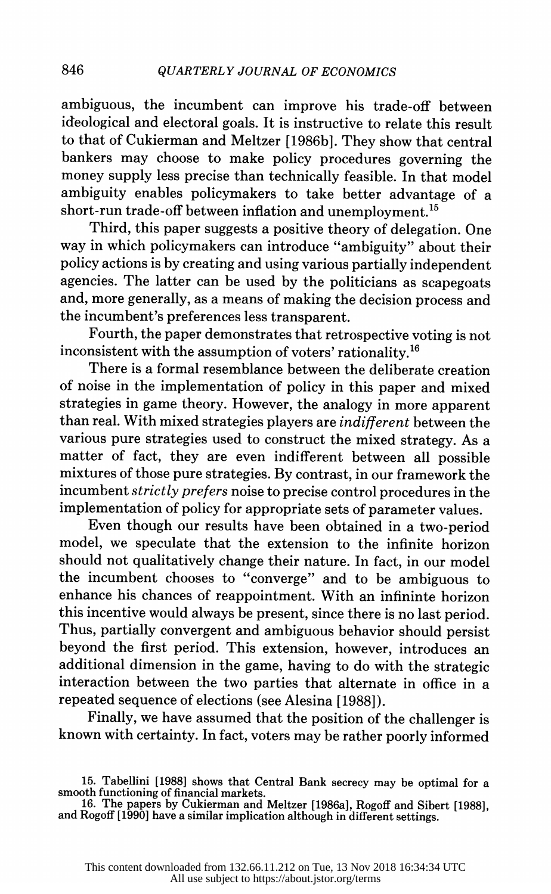ambiguous, the incumbent can improve his trade-off between ideological and electoral goals. It is instructive to relate this result to that of Cukierman and Meltzer [1986b]. They show that central bankers may choose to make policy procedures governing the money supply less precise than technically feasible. In that model ambiguity enables policymakers to take better advantage of a short-run trade-off between inflation and unemployment.[15]

Third, this paper suggests a positive theory of delegation. One way in which policymakers can introduce "ambiguity" about their policy actions is by creating and using various partially independent agencies. The latter can be used by the politicians as scapegoats and, more generally, as a means of making the decision process and the incumbent's preferences less transparent.

Fourth, the paper demonstrates that retrospective voting is not inconsistent with the assumption of voters' rationality.[16]

There is a formal resemblance between the deliberate creation of noise in the implementation of policy in this paper and mixed strategies in game theory. However, the analogy in more apparent than real. With mixed strategies players are *indifferent* between the various pure strategies used to construct the mixed strategy. As a matter of fact, they are even indifferent between all possible mixtures of those pure strategies. By contrast, in our framework the incumbent *strictly prefers* noise to precise control procedures in the implementation of policy for appropriate sets of parameter values.

Even though our results have been obtained in a two-period model, we speculate that the extension to the infinite horizon should not qualitatively change their nature. In fact, in our model the incumbent chooses to "converge" and to be ambiguous to enhance his chances of reappointment. With an infininte horizon this incentive would always be present, since there is no last period. Thus, partially convergent and ambiguous behavior should persist beyond the first period. This extension, however, introduces an additional dimension in the game, having to do with the strategic interaction between the two parties that alternate in office in a repeated sequence of elections (see Alesina [1988]).

Finally, we have assumed that the position of the challenger is known with certainty. In fact, voters may be rather poorly informed

15. Tabellini [1988] shows that Central Bank secrecy may be optimal for a smooth functioning of financial markets.

16. The papers by Cukierman and Meltzer [1986a], Rogoff and Sibert [1988], and Rogoff [1990] have a similar implication although in different settings.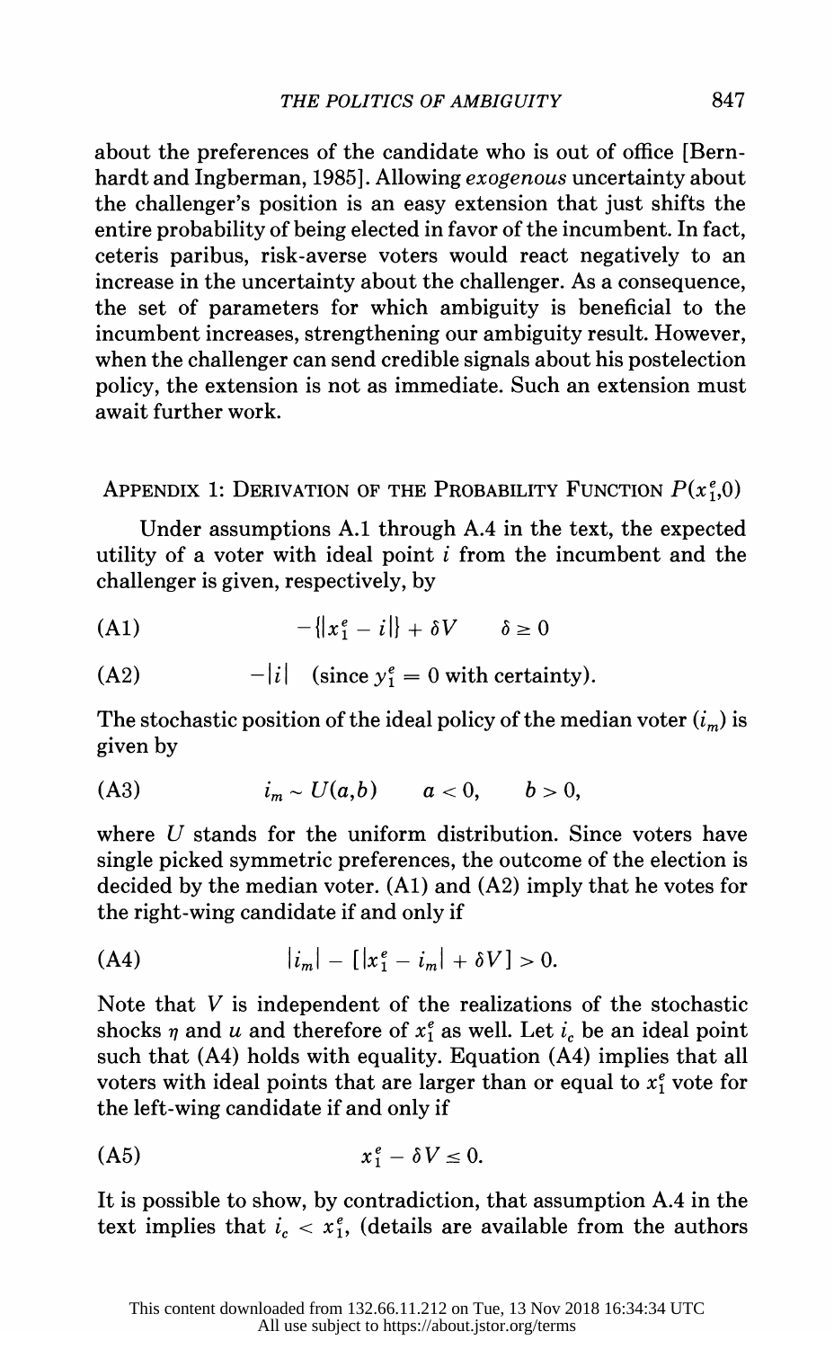about the preferences of the candidate who is out of office [Bernhardt and Ingberman, 1985]. Allowing *exogenous* uncertainty about the challenger's position is an easy extension that just shifts the entire probability of being elected in favor of the incumbent. In fact, ceteris paribus, risk-averse voters would react negatively to an increase in the uncertainty about the challenger. As a consequence, the set of parameters for which ambiguity is beneficial to the incumbent increases, strengthening our ambiguity result. However, when the challenger can send credible signals about his postelection policy, the extension is not as immediate. Such an extension must await further work.

## Appendix 1: Derivation of the Probability Function $P(x_1^e,0)$

Under assumptions A.1 through A.4 in the text, the expected utility of a voter with ideal point $i$ from the incumbent and the challenger is given, respectively, by

$$-\{|x_1^e - i|\} + \delta V \qquad \delta \geq 0 \tag{A1}$$

$$-|i| \quad \text{(since } y_1^e = 0 \text{ with certainty).} \tag{A2}$$

The stochastic position of the ideal policy of the median voter ($i_m$) is given by

$$i_m \sim U(a,b) \qquad a < 0, \qquad b > 0, \tag{A3}$$

where $U$ stands for the uniform distribution. Since voters have single picked symmetric preferences, the outcome of the election is decided by the median voter. (A1) and (A2) imply that he votes for the right-wing candidate if and only if

$$|i_m| - [|x_1^e - i_m| + \delta V] > 0. \tag{A4}$$

Note that $V$ is independent of the realizations of the stochastic shocks $\eta$ and $u$ and therefore of $x_1^e$ as well. Let $i_c$ be an ideal point such that (A4) holds with equality. Equation (A4) implies that all voters with ideal points that are larger than or equal to $x_1^e$ vote for the left-wing candidate if and only if

$$x_1^e - \delta V \leq 0. \tag{A5}$$

It is possible to show, by contradiction, that assumption A.4 in the text implies that $i_c < x_1^e$, (details are available from the authors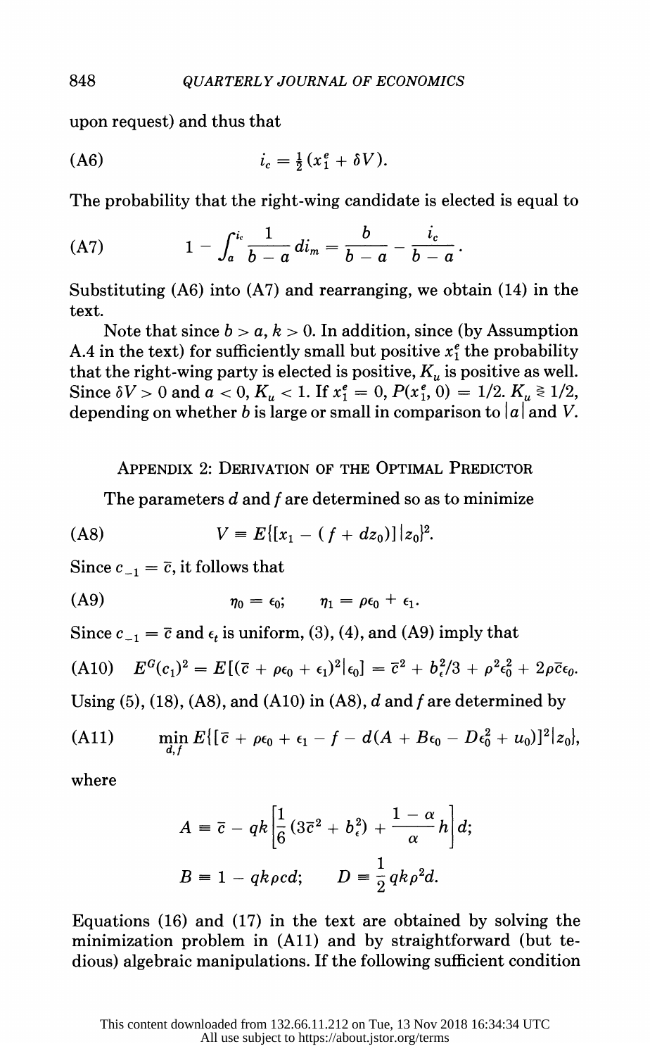upon request) and thus that

$$i_c = \tfrac{1}{2}(x_1^e + \delta V). \tag{A6}$$

The probability that the right-wing candidate is elected is equal to

$$1 - \int_a^{i_c} \frac{1}{b-a}\, di_m = \frac{b}{b-a} - \frac{i_c}{b-a}. \tag{A7}$$

Substituting (A6) into (A7) and rearranging, we obtain (14) in the text.

Note that since $b > a$, $k > 0$. In addition, since (by Assumption A.4 in the text) for sufficiently small but positive $x_1^e$ the probability that the right-wing party is elected is positive, $K_u$ is positive as well. Since $\delta V > 0$ and $a < 0$, $K_u < 1$. If $x_1^e = 0$, $P(x_1^e, 0) = 1/2$. $K_u \gtrless 1/2$, depending on whether $b$ is large or small in comparison to $|a|$ and $V$.

## Appendix 2: Derivation of the Optimal Predictor

The parameters $d$ and $f$ are determined so as to minimize

$$V \equiv E\{[x_1 - (f + dz_0)] | z_0\}^2. \tag{A8}$$

Since $c_{-1} = \bar{c}$, it follows that

$$\eta_0 = \epsilon_0; \qquad \eta_1 = \rho\epsilon_0 + \epsilon_1. \tag{A9}$$

Since $c_{-1} = \bar{c}$ and $\epsilon_t$ is uniform, (3), (4), and (A9) imply that

$$E^G(c_1)^2 = E[(\bar{c} + \rho\epsilon_0 + \epsilon_1)^2 | \epsilon_0] = \bar{c}^2 + b_\epsilon^2/3 + \rho^2\epsilon_0^2 + 2\rho\bar{c}\epsilon_0. \tag{A10}$$

Using (5), (18), (A8), and (A10) in (A8), $d$ and $f$ are determined by

$$\min_{d,f} E\{[\bar{c} + \rho\epsilon_0 + \epsilon_1 - f - d(A + B\epsilon_0 - D\epsilon_0^2 + u_0)]^2 | z_0\}, \tag{A11}$$

where

$$A \equiv \bar{c} - qk\left[\frac{1}{6}(3\bar{c}^2 + b_\epsilon^2) + \frac{1-\alpha}{\alpha}h\right]d;$$

$$B \equiv 1 - qk\rho c d; \qquad D \equiv \frac{1}{2}qk\rho^2 d.$$

Equations (16) and (17) in the text are obtained by solving the minimization problem in (A11) and by straightforward (but tedious) algebraic manipulations. If the following sufficient condition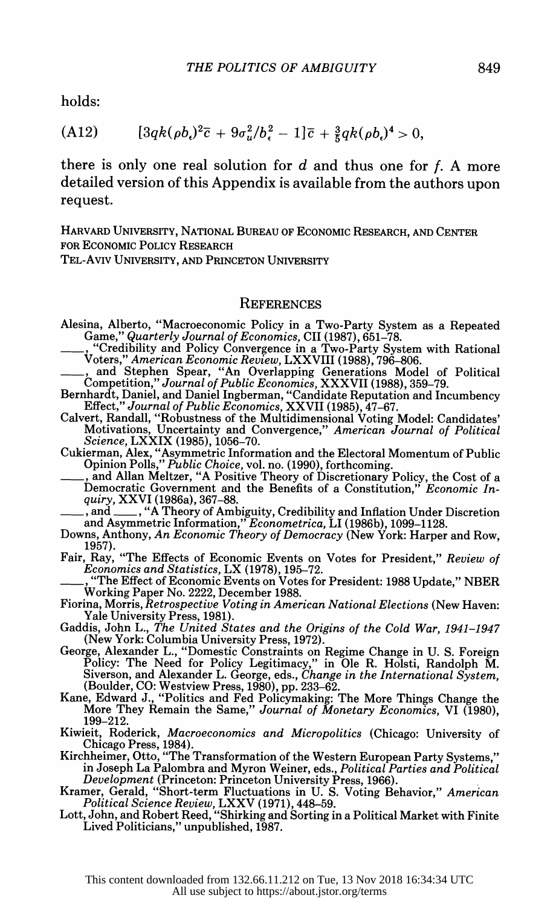holds:

$$\text{(A12)} \qquad [3qk(\rho b_\epsilon)^2 \bar{c} + 9\sigma_u^2/b_\epsilon^2 - 1]\bar{c} + \tfrac{3}{5}qk(\rho b_\epsilon)^4 > 0,$$

there is only one real solution for $d$ and thus one for $f$. A more detailed version of this Appendix is available from the authors upon request.

HARVARD UNIVERSITY, NATIONAL BUREAU OF ECONOMIC RESEARCH, AND CENTER FOR ECONOMIC POLICY RESEARCH

TEL-AVIV UNIVERSITY, AND PRINCETON UNIVERSITY

## REFERENCES

Alesina, Alberto, "Macroeconomic Policy in a Two-Party System as a Repeated Game," *Quarterly Journal of Economics,* CII (1987), 651–78.

——, "Credibility and Policy Convergence in a Two-Party System with Rational Voters," *American Economic Review,* LXXVIII (1988), 796–806.

——, and Stephen Spear, "An Overlapping Generations Model of Political Competition," *Journal of Public Economics,* XXXVII (1988), 359–79.

Bernhardt, Daniel, and Daniel Ingberman, "Candidate Reputation and Incumbency Effect," *Journal of Public Economics,* XXVII (1985), 47–67.

Calvert, Randall, "Robustness of the Multidimensional Voting Model: Candidates' Motivations, Uncertainty and Convergence," *American Journal of Political Science,* LXXIX (1985), 1056–70.

Cukierman, Alex, "Asymmetric Information and the Electoral Momentum of Public Opinion Polls," *Public Choice,* vol. no. (1990), forthcoming.

——, and Allan Meltzer, "A Positive Theory of Discretionary Policy, the Cost of a Democratic Government and the Benefits of a Constitution," *Economic Inquiry,* XXVI (1986a), 367–88.

——, and ——, "A Theory of Ambiguity, Credibility and Inflation Under Discretion and Asymmetric Information," *Econometrica,* LI (1986b), 1099–1128.

Downs, Anthony, *An Economic Theory of Democracy* (New York: Harper and Row, 1957).

Fair, Ray, "The Effects of Economic Events on Votes for President," *Review of Economics and Statistics,* LX (1978), 195–72.

——, "The Effect of Economic Events on Votes for President: 1988 Update," NBER Working Paper No. 2222, December 1988.

Fiorina, Morris, *Retrospective Voting in American National Elections* (New Haven: Yale University Press, 1981).

Gaddis, John L., *The United States and the Origins of the Cold War, 1941–1947* (New York: Columbia University Press, 1972).

George, Alexander L., "Domestic Constraints on Regime Change in U. S. Foreign Policy: The Need for Policy Legitimacy," in Ole R. Holsti, Randolph M. Siverson, and Alexander L. George, eds., *Change in the International System,* (Boulder, CO: Westview Press, 1980), pp. 233–62.

Kane, Edward J., "Politics and Fed Policymaking: The More Things Change the More They Remain the Same," *Journal of Monetary Economics,* VI (1980), 199–212.

Kiwieit, Roderick, *Macroeconomics and Micropolitics* (Chicago: University of Chicago Press, 1984).

Kirchheimer, Otto, "The Transformation of the Western European Party Systems," in Joseph La Palombra and Myron Weiner, eds., *Political Parties and Political Development* (Princeton: Princeton University Press, 1966).

Kramer, Gerald, "Short-term Fluctuations in U. S. Voting Behavior," *American Political Science Review,* LXXV (1971), 448–59.

Lott, John, and Robert Reed, "Shirking and Sorting in a Political Market with Finite Lived Politicians," unpublished, 1987.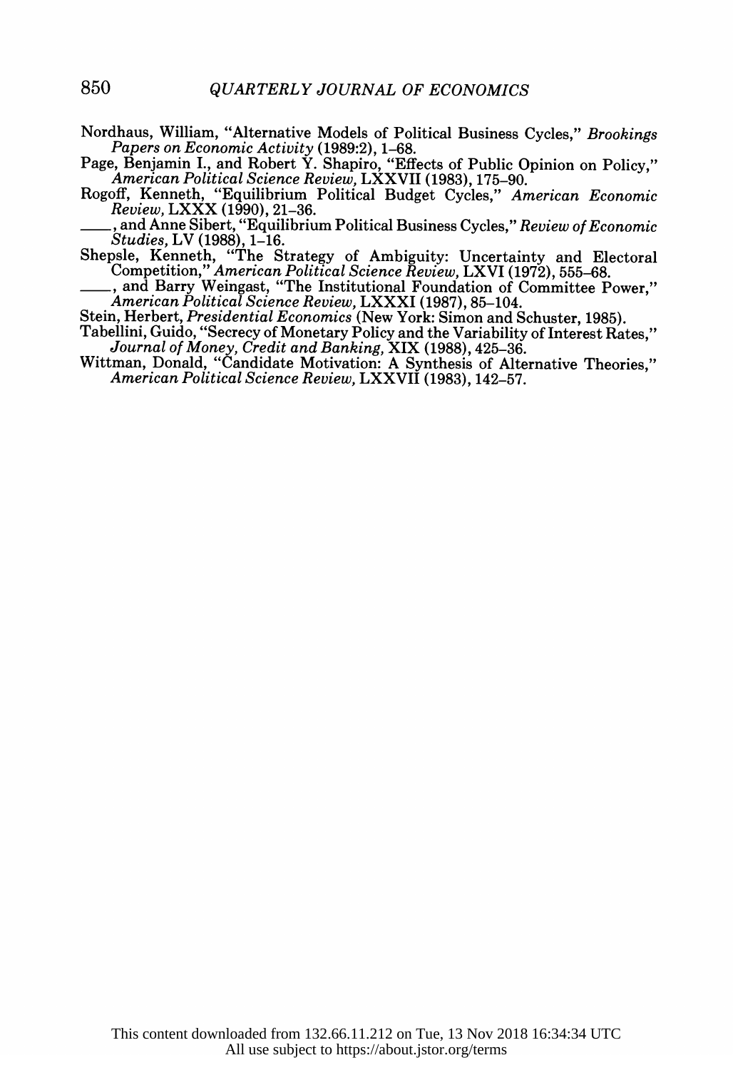Nordhaus, William, "Alternative Models of Political Business Cycles," *Brookings Papers on Economic Activity* (1989:2), 1–68.

Page, Benjamin I., and Robert Y. Shapiro, "Effects of Public Opinion on Policy," *American Political Science Review,* LXXVII (1983), 175–90.

Rogoff, Kenneth, "Equilibrium Political Budget Cycles," *American Economic Review,* LXXX (1990), 21–36.

——, and Anne Sibert, "Equilibrium Political Business Cycles," *Review of Economic Studies,* LV (1988), 1–16.

Shepsle, Kenneth, "The Strategy of Ambiguity: Uncertainty and Electoral Competition," *American Political Science Review,* LXVI (1972), 555–68.

——, and Barry Weingast, "The Institutional Foundation of Committee Power," *American Political Science Review,* LXXXI (1987), 85–104.

Stein, Herbert, *Presidential Economics* (New York: Simon and Schuster, 1985).

Tabellini, Guido, "Secrecy of Monetary Policy and the Variability of Interest Rates," *Journal of Money, Credit and Banking,* XIX (1988), 425–36.

Wittman, Donald, "Candidate Motivation: A Synthesis of Alternative Theories," *American Political Science Review,* LXXVII (1983), 142–57.